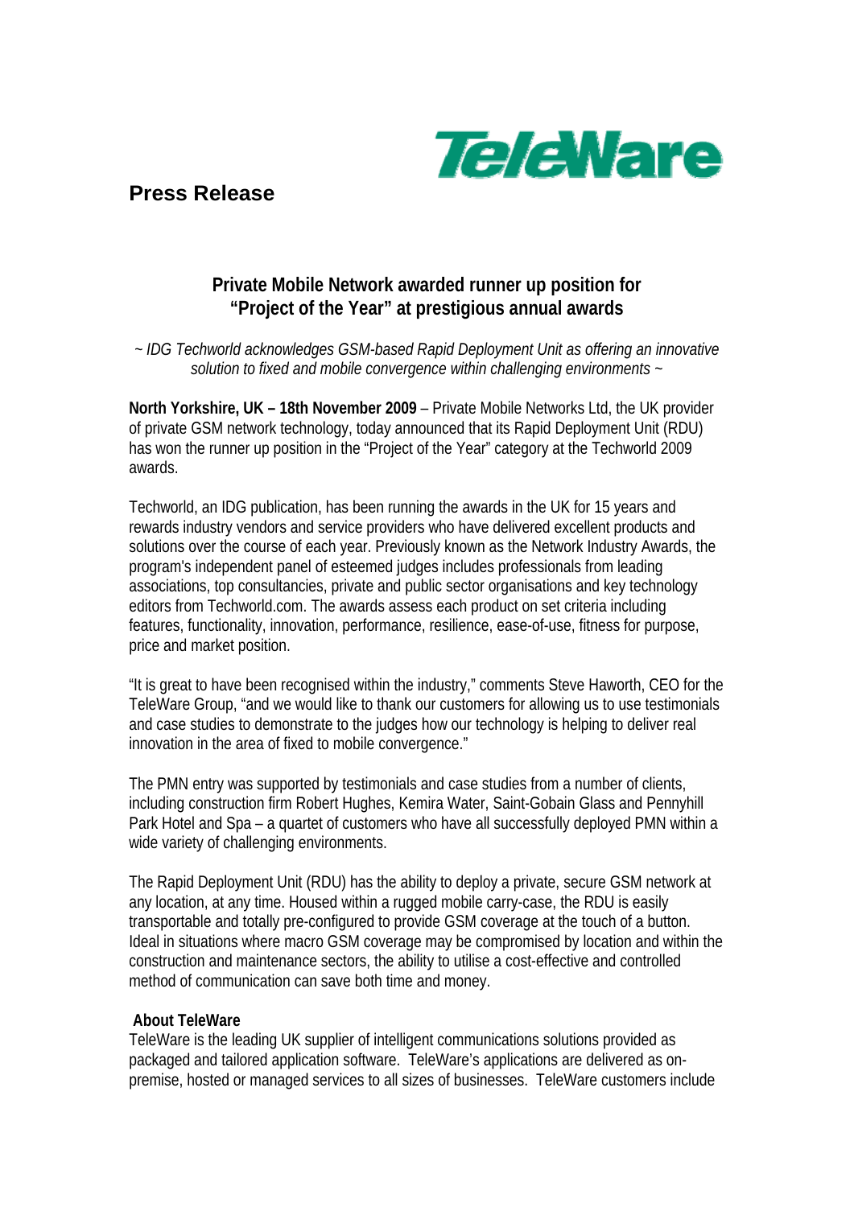TeleWare

# Press Release

## Private Mobile Network awarded runner up position for "Project of the Year" at prestigious annual awards

*~ IDG Techworld acknowledges GSM-based Rapid Deployment Unit as offering an innovative solution to fixed and mobile convergence within challenging environments ~*

**North Yorkshire, UK – 18th November 2009** – Private Mobile Networks Ltd, the UK provider of private GSM network technology, today announced that its Rapid Deployment Unit (RDU) has won the runner up position in the "Project of the Year" category at the Techworld 2009 awards.

Techworld, an IDG publication, has been running the awards in the UK for 15 years and rewards industry vendors and service providers who have delivered excellent products and solutions over the course of each year. Previously known as the Network Industry Awards, the program's independent panel of esteemed judges includes professionals from leading associations, top consultancies, private and public sector organisations and key technology editors from Techworld.com. The awards assess each product on set criteria including features, functionality, innovation, performance, resilience, ease-of-use, fitness for purpose, price and market position.

"It is great to have been recognised within the industry," comments Steve Haworth, CEO for the TeleWare Group, "and we would like to thank our customers for allowing us to use testimonials and case studies to demonstrate to the judges how our technology is helping to deliver real innovation in the area of fixed to mobile convergence."

The PMN entry was supported by testimonials and case studies from a number of clients, including construction firm Robert Hughes, Kemira Water, Saint-Gobain Glass and Pennyhill Park Hotel and Spa – a quartet of customers who have all successfully deployed PMN within a wide variety of challenging environments.

The Rapid Deployment Unit (RDU) has the ability to deploy a private, secure GSM network at any location, at any time. Housed within a rugged mobile carry-case, the RDU is easily transportable and totally pre-configured to provide GSM coverage at the touch of a button. Ideal in situations where macro GSM coverage may be compromised by location and within the construction and maintenance sectors, the ability to utilise a cost-effective and controlled method of communication can save both time and money.

**About TeleWare**

TeleWare is the leading UK supplier of intelligent communications solutions provided as packaged and tailored application software. TeleWare's applications are delivered as on-premise, hosted or managed services to all sizes of businesses. TeleWare customers include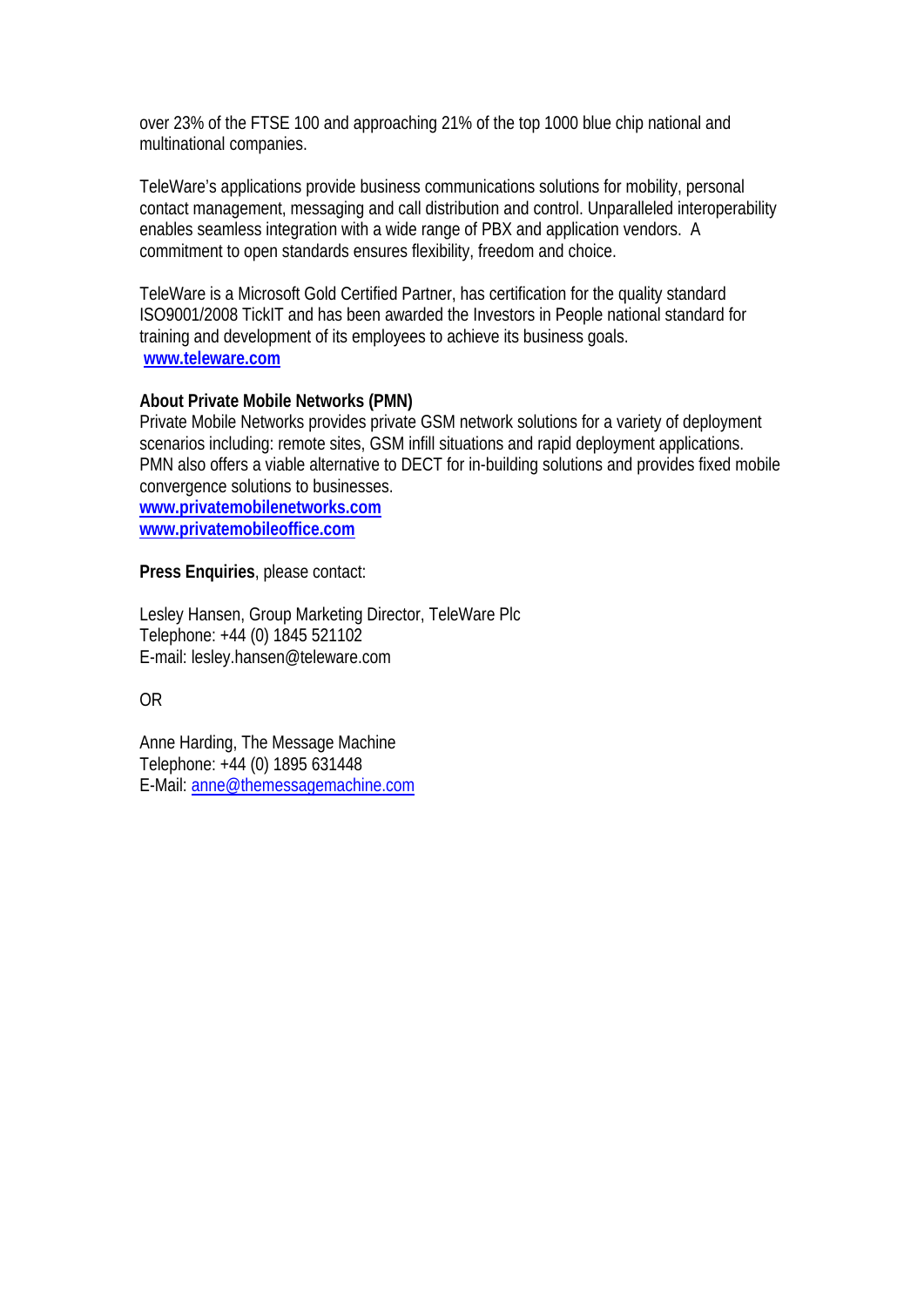over 23% of the FTSE 100 and approaching 21% of the top 1000 blue chip national and multinational companies.

TeleWare's applications provide business communications solutions for mobility, personal contact management, messaging and call distribution and control. Unparalleled interoperability enables seamless integration with a wide range of PBX and application vendors.  A commitment to open standards ensures flexibility, freedom and choice.

TeleWare is a Microsoft Gold Certified Partner, has certification for the quality standard ISO9001/2008 TickIT and has been awarded the Investors in People national standard for training and development of its employees to achieve its business goals.
**www.teleware.com**

**About Private Mobile Networks (PMN)**
Private Mobile Networks provides private GSM network solutions for a variety of deployment scenarios including: remote sites, GSM infill situations and rapid deployment applications. PMN also offers a viable alternative to DECT for in-building solutions and provides fixed mobile convergence solutions to businesses.
**www.privatemobilenetworks.com**
**www.privatemobileoffice.com**

**Press Enquiries**, please contact:

Lesley Hansen, Group Marketing Director, TeleWare Plc
Telephone: +44 (0) 1845 521102
E-mail: lesley.hansen@teleware.com

OR

Anne Harding, The Message Machine
Telephone: +44 (0) 1895 631448
E-Mail: anne@themessagemachine.com